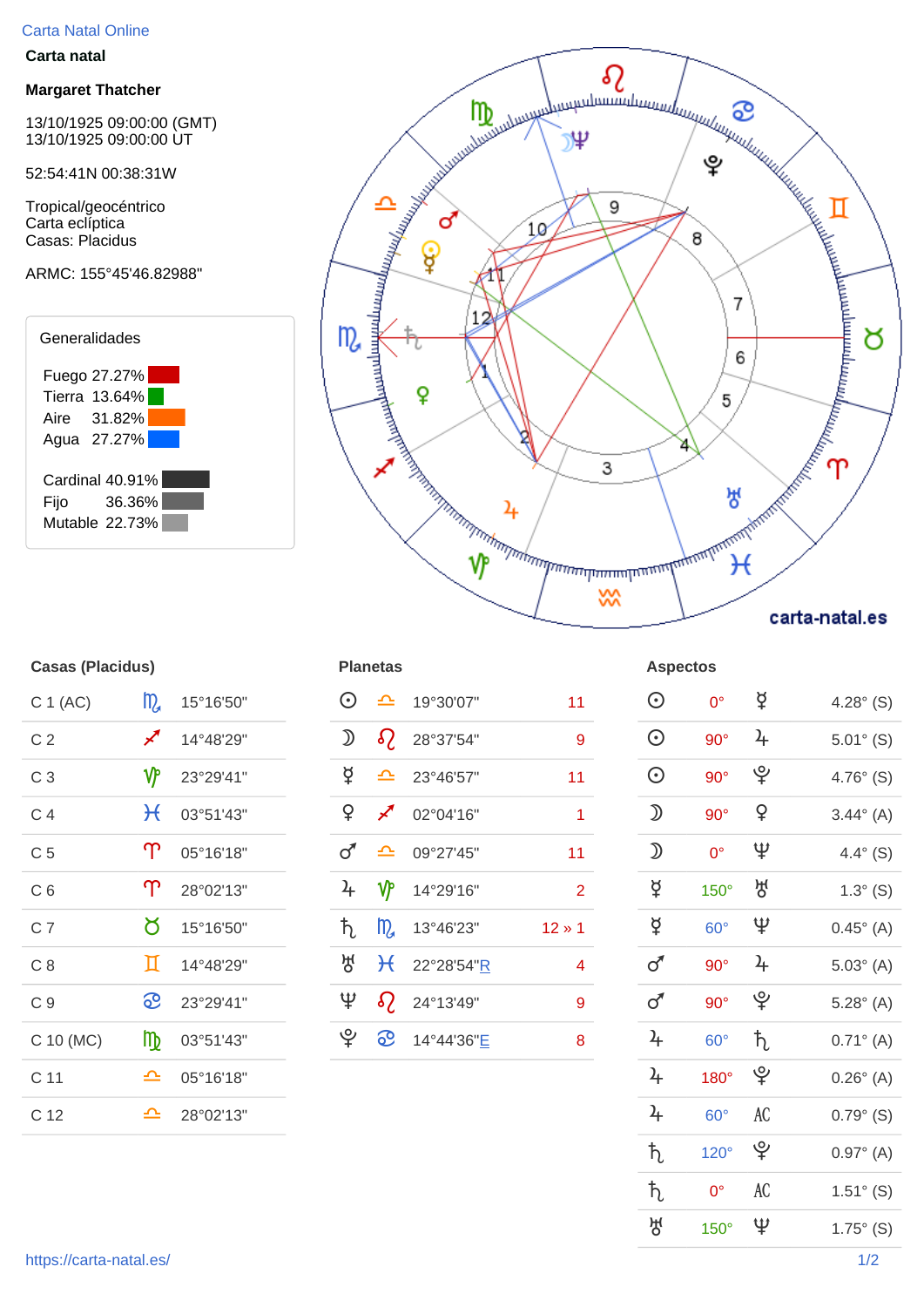Carta Natal Online

**Carta natal**

**Margaret Thatcher**

13/10/1925 09:00:00 (GMT)
13/10/1925 09:00:00 UT

52:54:41N 00:38:31W

Tropical/geocéntrico
Carta eclíptica
Casas: Placidus

ARMC: 155°45'46.82988"

**Generalidades**

Fuego 27.27%
Tierra 13.64%
Aire 31.82%
Agua 27.27%

Cardinal 40.91%
Fijo 36.36%
Mutable 22.73%

carta-natal.es

**Casas (Placidus)**

| | | |
|---|---|---|
| C 1 (AC) | ♏ | 15°16'50" |
| C 2 | ♐ | 14°48'29" |
| C 3 | ♑ | 23°29'41" |
| C 4 | ♓ | 03°51'43" |
| C 5 | ♈ | 05°16'18" |
| C 6 | ♈ | 28°02'13" |
| C 7 | ♉ | 15°16'50" |
| C 8 | ♊ | 14°48'29" |
| C 9 | ♋ | 23°29'41" |
| C 10 (MC) | ♍ | 03°51'43" |
| C 11 | ♎ | 05°16'18" |
| C 12 | ♎ | 28°02'13" |

**Planetas**

| | | | |
|---|---|---|---|
| ☉ | ♎ | 19°30'07" | 11 |
| ☽ | ♌ | 28°37'54" | 9 |
| ☿ | ♎ | 23°46'57" | 11 |
| ♀ | ♐ | 02°04'16" | 1 |
| ♂ | ♎ | 09°27'45" | 11 |
| ♃ | ♑ | 14°29'16" | 2 |
| ♄ | ♏ | 13°46'23" | 12 » 1 |
| ♅ | ♓ | 22°28'54"R | 4 |
| ♆ | ♌ | 24°13'49" | 9 |
| ♇ | ♋ | 14°44'36"E | 8 |

**Aspectos**

| | | | |
|---|---|---|---|
| ☉ | 0° | ☿ | 4.28° (S) |
| ☉ | 90° | ♃ | 5.01° (S) |
| ☉ | 90° | ♇ | 4.76° (S) |
| ☽ | 90° | ♀ | 3.44° (A) |
| ☽ | 0° | ♆ | 4.4° (S) |
| ☿ | 150° | ♅ | 1.3° (S) |
| ☿ | 60° | ♆ | 0.45° (A) |
| ♂ | 90° | ♃ | 5.03° (A) |
| ♂ | 90° | ♇ | 5.28° (A) |
| ♃ | 60° | ♄ | 0.71° (A) |
| ♃ | 180° | ♇ | 0.26° (A) |
| ♃ | 60° | AC | 0.79° (S) |
| ♄ | 120° | ♇ | 0.97° (A) |
| ♄ | 0° | AC | 1.51° (S) |
| ♅ | 150° | ♆ | 1.75° (S) |

https://carta-natal.es/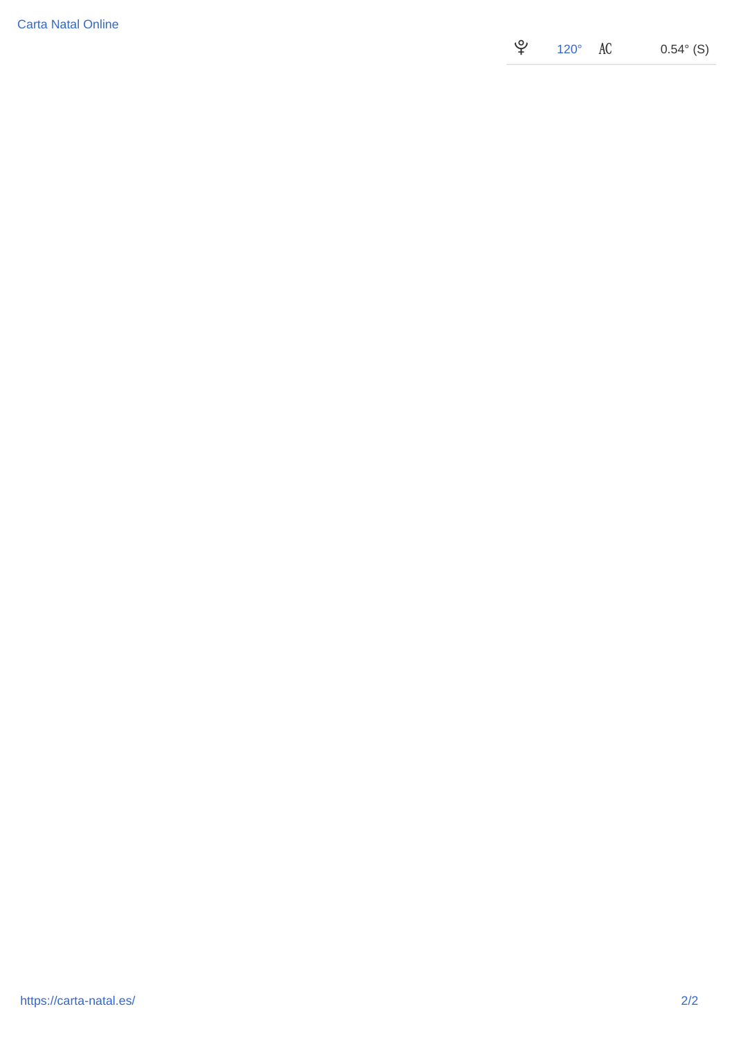| | | | |
|---|---|---|---|
| ⯓ | 120° | AC | 0.54° (S) |